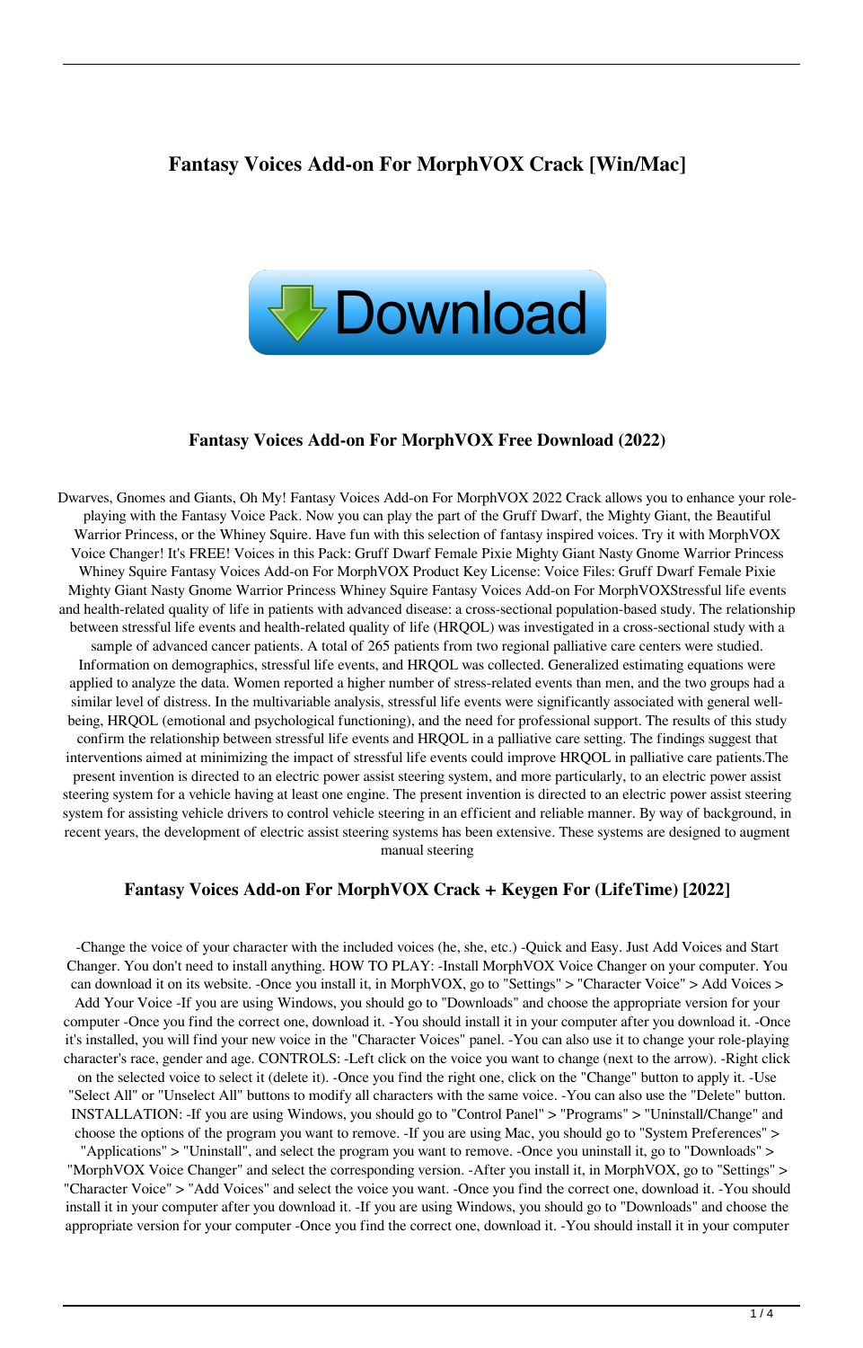# Fantasy Voices Add-on For MorphVOX Crack [Win/Mac]

Download

## Fantasy Voices Add-on For MorphVOX Free Download (2022)

Dwarves, Gnomes and Giants, Oh My! Fantasy Voices Add-on For MorphVOX 2022 Crack allows you to enhance your role-playing with the Fantasy Voice Pack. Now you can play the part of the Gruff Dwarf, the Mighty Giant, the Beautiful Warrior Princess, or the Whiney Squire. Have fun with this selection of fantasy inspired voices. Try it with MorphVOX Voice Changer! It's FREE! Voices in this Pack: Gruff Dwarf Female Pixie Mighty Giant Nasty Gnome Warrior Princess Whiney Squire Fantasy Voices Add-on For MorphVOX Product Key License: Voice Files: Gruff Dwarf Female Pixie Mighty Giant Nasty Gnome Warrior Princess Whiney Squire Fantasy Voices Add-on For MorphVOXStressful life events and health-related quality of life in patients with advanced disease: a cross-sectional population-based study. The relationship between stressful life events and health-related quality of life (HRQOL) was investigated in a cross-sectional study with a sample of advanced cancer patients. A total of 265 patients from two regional palliative care centers were studied. Information on demographics, stressful life events, and HRQOL was collected. Generalized estimating equations were applied to analyze the data. Women reported a higher number of stress-related events than men, and the two groups had a similar level of distress. In the multivariable analysis, stressful life events were significantly associated with general well-being, HRQOL (emotional and psychological functioning), and the need for professional support. The results of this study confirm the relationship between stressful life events and HRQOL in a palliative care setting. The findings suggest that interventions aimed at minimizing the impact of stressful life events could improve HRQOL in palliative care patients.The present invention is directed to an electric power assist steering system, and more particularly, to an electric power assist steering system for a vehicle having at least one engine. The present invention is directed to an electric power assist steering system for assisting vehicle drivers to control vehicle steering in an efficient and reliable manner. By way of background, in recent years, the development of electric assist steering systems has been extensive. These systems are designed to augment manual steering

## Fantasy Voices Add-on For MorphVOX Crack + Keygen For (LifeTime) [2022]

-Change the voice of your character with the included voices (he, she, etc.) -Quick and Easy. Just Add Voices and Start Changer. You don't need to install anything. HOW TO PLAY: -Install MorphVOX Voice Changer on your computer. You can download it on its website. -Once you install it, in MorphVOX, go to "Settings" > "Character Voice" > Add Voices > Add Your Voice -If you are using Windows, you should go to "Downloads" and choose the appropriate version for your computer -Once you find the correct one, download it. -You should install it in your computer after you download it. -Once it's installed, you will find your new voice in the "Character Voices" panel. -You can also use it to change your role-playing character's race, gender and age. CONTROLS: -Left click on the voice you want to change (next to the arrow). -Right click on the selected voice to select it (delete it). -Once you find the right one, click on the "Change" button to apply it. -Use "Select All" or "Unselect All" buttons to modify all characters with the same voice. -You can also use the "Delete" button. INSTALLATION: -If you are using Windows, you should go to "Control Panel" > "Programs" > "Uninstall/Change" and choose the options of the program you want to remove. -If you are using Mac, you should go to "System Preferences" > "Applications" > "Uninstall", and select the program you want to remove. -Once you uninstall it, go to "Downloads" > "MorphVOX Voice Changer" and select the corresponding version. -After you install it, in MorphVOX, go to "Settings" > "Character Voice" > "Add Voices" and select the voice you want. -Once you find the correct one, download it. -You should install it in your computer after you download it. -If you are using Windows, you should go to "Downloads" and choose the appropriate version for your computer -Once you find the correct one, download it. -You should install it in your computer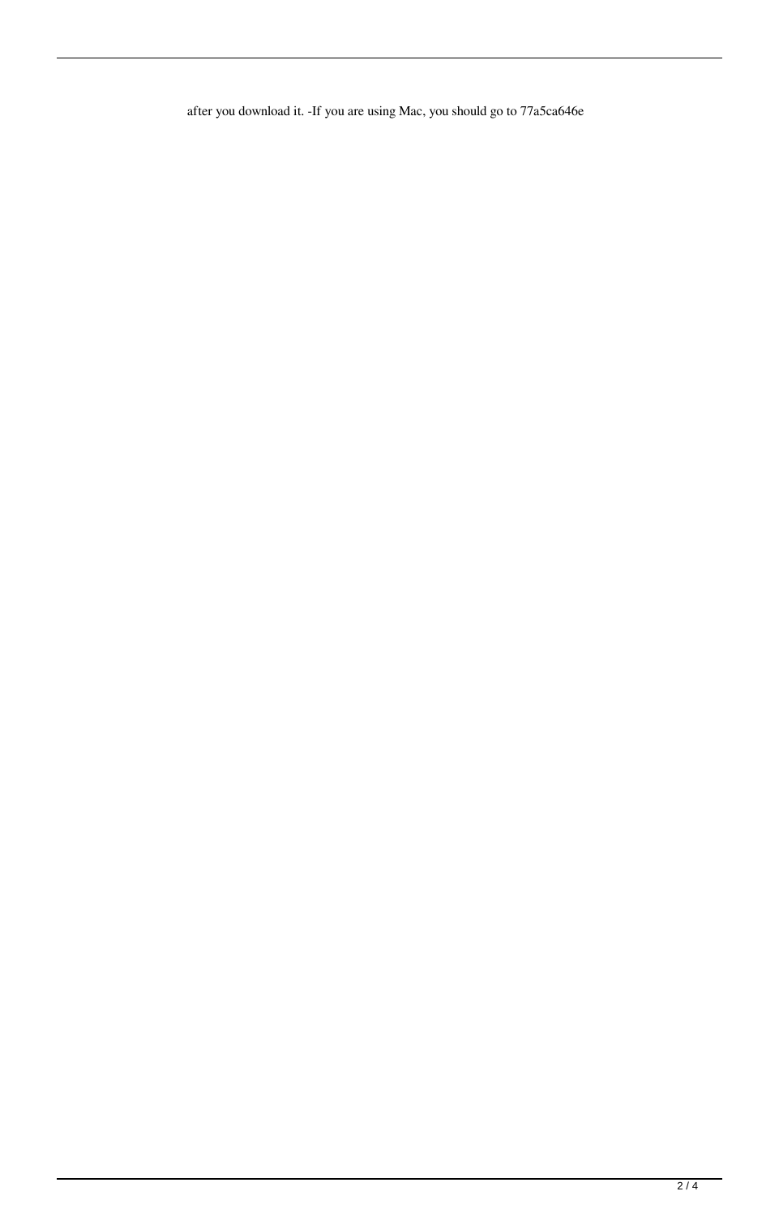after you download it. -If you are using Mac, you should go to 77a5ca646e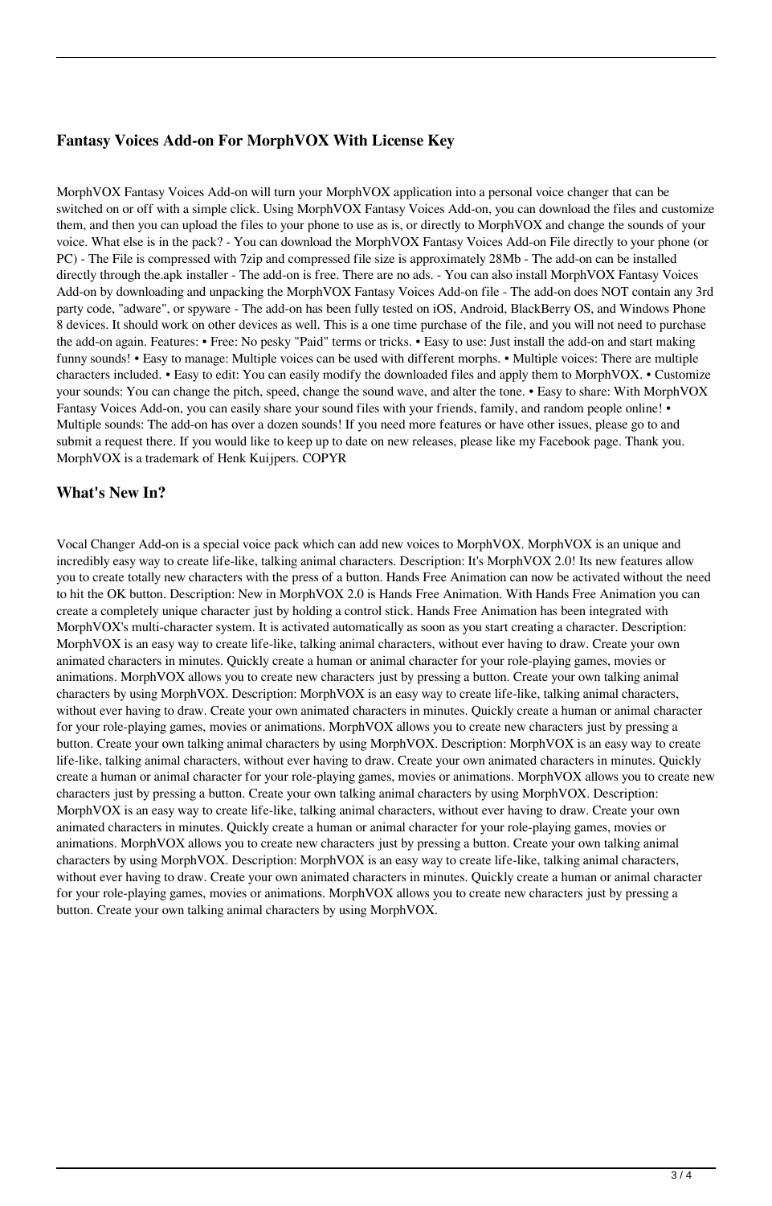### Fantasy Voices Add-on For MorphVOX With License Key

MorphVOX Fantasy Voices Add-on will turn your MorphVOX application into a personal voice changer that can be switched on or off with a simple click. Using MorphVOX Fantasy Voices Add-on, you can download the files and customize them, and then you can upload the files to your phone to use as is, or directly to MorphVOX and change the sounds of your voice. What else is in the pack? - You can download the MorphVOX Fantasy Voices Add-on File directly to your phone (or PC) - The File is compressed with 7zip and compressed file size is approximately 28Mb - The add-on can be installed directly through the.apk installer - The add-on is free. There are no ads. - You can also install MorphVOX Fantasy Voices Add-on by downloading and unpacking the MorphVOX Fantasy Voices Add-on file - The add-on does NOT contain any 3rd party code, "adware", or spyware - The add-on has been fully tested on iOS, Android, BlackBerry OS, and Windows Phone 8 devices. It should work on other devices as well. This is a one time purchase of the file, and you will not need to purchase the add-on again. Features: • Free: No pesky "Paid" terms or tricks. • Easy to use: Just install the add-on and start making funny sounds! • Easy to manage: Multiple voices can be used with different morphs. • Multiple voices: There are multiple characters included. • Easy to edit: You can easily modify the downloaded files and apply them to MorphVOX. • Customize your sounds: You can change the pitch, speed, change the sound wave, and alter the tone. • Easy to share: With MorphVOX Fantasy Voices Add-on, you can easily share your sound files with your friends, family, and random people online! • Multiple sounds: The add-on has over a dozen sounds! If you need more features or have other issues, please go to and submit a request there. If you would like to keep up to date on new releases, please like my Facebook page. Thank you. MorphVOX is a trademark of Henk Kuijpers. COPYR

### What's New In?

Vocal Changer Add-on is a special voice pack which can add new voices to MorphVOX. MorphVOX is an unique and incredibly easy way to create life-like, talking animal characters. Description: It's MorphVOX 2.0! Its new features allow you to create totally new characters with the press of a button. Hands Free Animation can now be activated without the need to hit the OK button. Description: New in MorphVOX 2.0 is Hands Free Animation. With Hands Free Animation you can create a completely unique character just by holding a control stick. Hands Free Animation has been integrated with MorphVOX's multi-character system. It is activated automatically as soon as you start creating a character. Description: MorphVOX is an easy way to create life-like, talking animal characters, without ever having to draw. Create your own animated characters in minutes. Quickly create a human or animal character for your role-playing games, movies or animations. MorphVOX allows you to create new characters just by pressing a button. Create your own talking animal characters by using MorphVOX. Description: MorphVOX is an easy way to create life-like, talking animal characters, without ever having to draw. Create your own animated characters in minutes. Quickly create a human or animal character for your role-playing games, movies or animations. MorphVOX allows you to create new characters just by pressing a button. Create your own talking animal characters by using MorphVOX. Description: MorphVOX is an easy way to create life-like, talking animal characters, without ever having to draw. Create your own animated characters in minutes. Quickly create a human or animal character for your role-playing games, movies or animations. MorphVOX allows you to create new characters just by pressing a button. Create your own talking animal characters by using MorphVOX. Description: MorphVOX is an easy way to create life-like, talking animal characters, without ever having to draw. Create your own animated characters in minutes. Quickly create a human or animal character for your role-playing games, movies or animations. MorphVOX allows you to create new characters just by pressing a button. Create your own talking animal characters by using MorphVOX. Description: MorphVOX is an easy way to create life-like, talking animal characters, without ever having to draw. Create your own animated characters in minutes. Quickly create a human or animal character for your role-playing games, movies or animations. MorphVOX allows you to create new characters just by pressing a button. Create your own talking animal characters by using MorphVOX.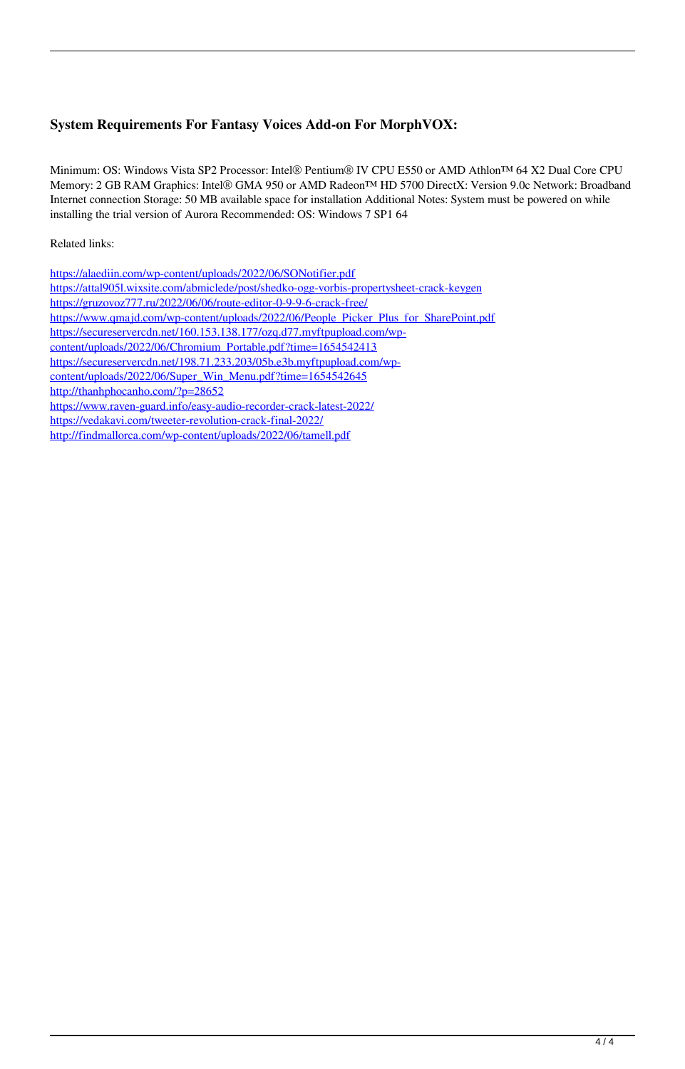### System Requirements For Fantasy Voices Add-on For MorphVOX:

Minimum: OS: Windows Vista SP2 Processor: Intel® Pentium® IV CPU E550 or AMD Athlon™ 64 X2 Dual Core CPU Memory: 2 GB RAM Graphics: Intel® GMA 950 or AMD Radeon™ HD 5700 DirectX: Version 9.0c Network: Broadband Internet connection Storage: 50 MB available space for installation Additional Notes: System must be powered on while installing the trial version of Aurora Recommended: OS: Windows 7 SP1 64

Related links:

https://alaediin.com/wp-content/uploads/2022/06/SONotifier.pdf
https://attal905l.wixsite.com/abmiclede/post/shedko-ogg-vorbis-propertysheet-crack-keygen
https://gruzovoz777.ru/2022/06/06/route-editor-0-9-9-6-crack-free/
https://www.qmajd.com/wp-content/uploads/2022/06/People_Picker_Plus_for_SharePoint.pdf
https://secureservercdn.net/160.153.138.177/ozq.d77.myftpupload.com/wp-content/uploads/2022/06/Chromium_Portable.pdf?time=1654542413
https://secureservercdn.net/198.71.233.203/05b.e3b.myftpupload.com/wp-content/uploads/2022/06/Super_Win_Menu.pdf?time=1654542645
http://thanhphocanho.com/?p=28652
https://www.raven-guard.info/easy-audio-recorder-crack-latest-2022/
https://vedakavi.com/tweeter-revolution-crack-final-2022/
http://findmallorca.com/wp-content/uploads/2022/06/tamell.pdf